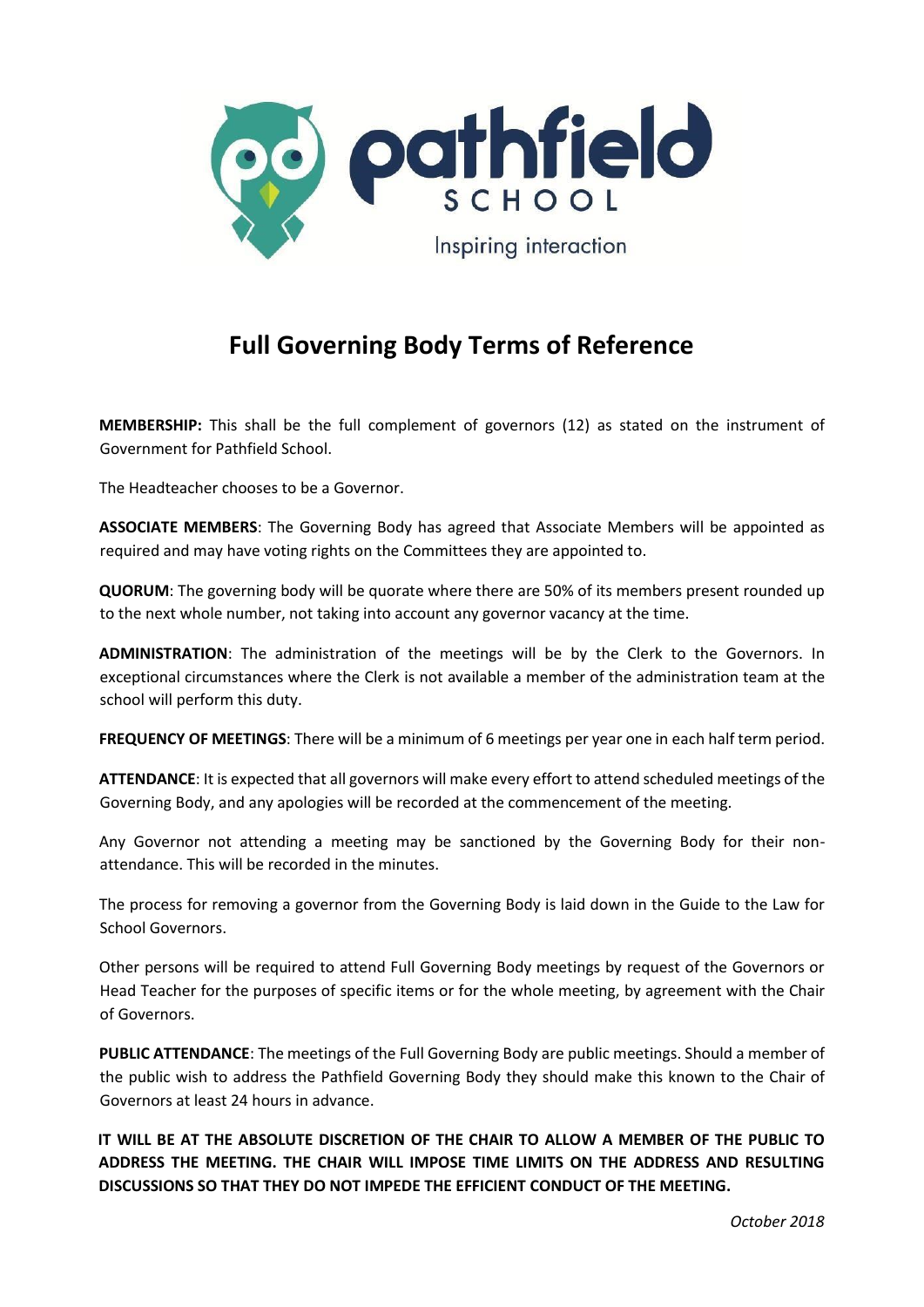# Full Governing Body Terms of Reference

**MEMBERSHIP:** This shall be the full complement of governors (12) as stated on the instrument of Government for Pathfield School.

The Headteacher chooses to be a Governor.

**ASSOCIATE MEMBERS**: The Governing Body has agreed that Associate Members will be appointed as required and may have voting rights on the Committees they are appointed to.

**QUORUM**: The governing body will be quorate where there are 50% of its members present rounded up to the next whole number, not taking into account any governor vacancy at the time.

**ADMINISTRATION**: The administration of the meetings will be by the Clerk to the Governors. In exceptional circumstances where the Clerk is not available a member of the administration team at the school will perform this duty.

**FREQUENCY OF MEETINGS**: There will be a minimum of 6 meetings per year one in each half term period.

**ATTENDANCE**: It is expected that all governors will make every effort to attend scheduled meetings of the Governing Body, and any apologies will be recorded at the commencement of the meeting.

Any Governor not attending a meeting may be sanctioned by the Governing Body for their non-attendance. This will be recorded in the minutes.

The process for removing a governor from the Governing Body is laid down in the Guide to the Law for School Governors.

Other persons will be required to attend Full Governing Body meetings by request of the Governors or Head Teacher for the purposes of specific items or for the whole meeting, by agreement with the Chair of Governors.

**PUBLIC ATTENDANCE**: The meetings of the Full Governing Body are public meetings. Should a member of the public wish to address the Pathfield Governing Body they should make this known to the Chair of Governors at least 24 hours in advance.

**IT WILL BE AT THE ABSOLUTE DISCRETION OF THE CHAIR TO ALLOW A MEMBER OF THE PUBLIC TO ADDRESS THE MEETING. THE CHAIR WILL IMPOSE TIME LIMITS ON THE ADDRESS AND RESULTING DISCUSSIONS SO THAT THEY DO NOT IMPEDE THE EFFICIENT CONDUCT OF THE MEETING.**

*October 2018*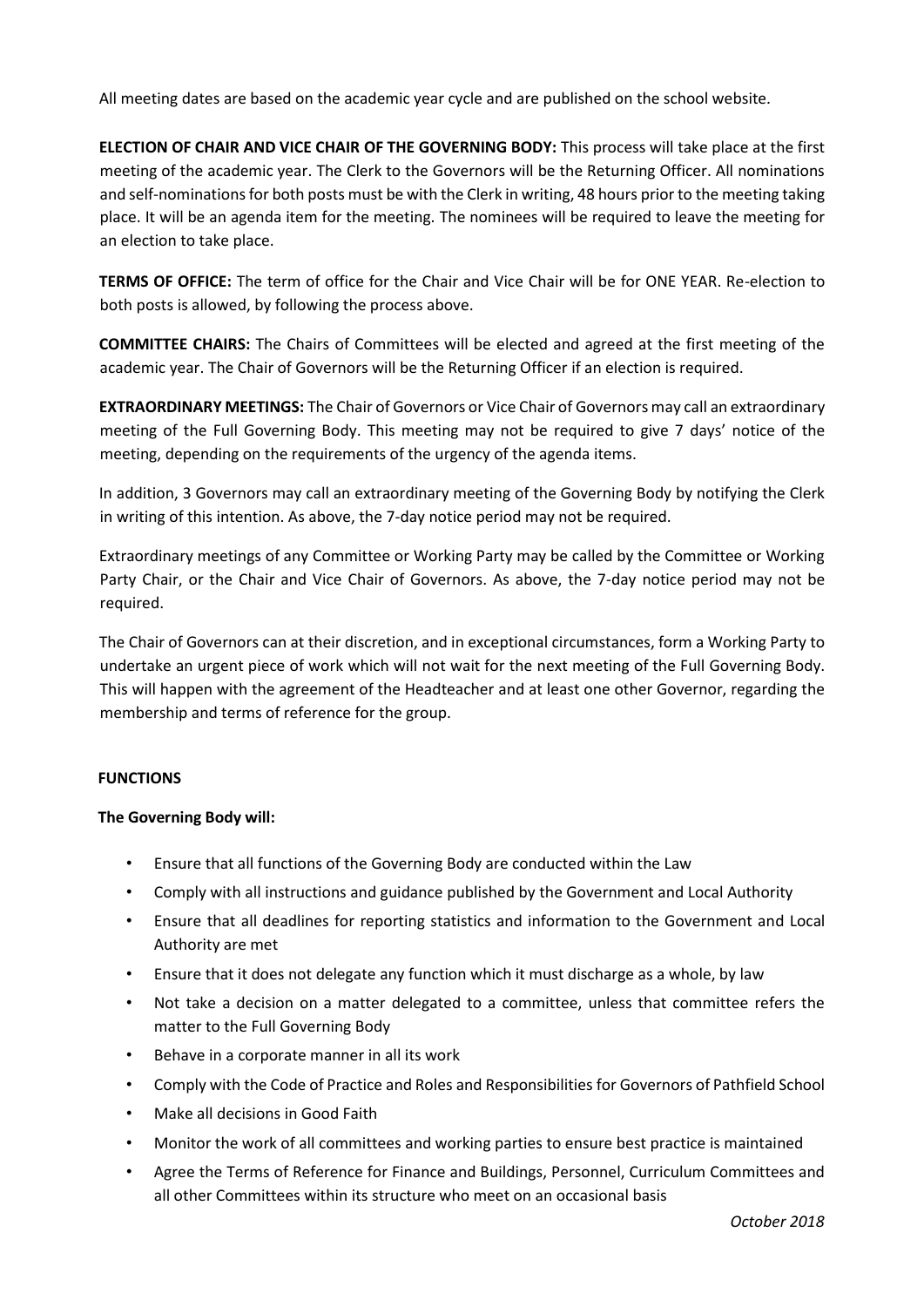All meeting dates are based on the academic year cycle and are published on the school website.

**ELECTION OF CHAIR AND VICE CHAIR OF THE GOVERNING BODY:** This process will take place at the first meeting of the academic year. The Clerk to the Governors will be the Returning Officer. All nominations and self-nominations for both posts must be with the Clerk in writing, 48 hours prior to the meeting taking place. It will be an agenda item for the meeting. The nominees will be required to leave the meeting for an election to take place.

**TERMS OF OFFICE:** The term of office for the Chair and Vice Chair will be for ONE YEAR. Re-election to both posts is allowed, by following the process above.

**COMMITTEE CHAIRS:** The Chairs of Committees will be elected and agreed at the first meeting of the academic year. The Chair of Governors will be the Returning Officer if an election is required.

**EXTRAORDINARY MEETINGS:** The Chair of Governors or Vice Chair of Governors may call an extraordinary meeting of the Full Governing Body. This meeting may not be required to give 7 days' notice of the meeting, depending on the requirements of the urgency of the agenda items.

In addition, 3 Governors may call an extraordinary meeting of the Governing Body by notifying the Clerk in writing of this intention. As above, the 7-day notice period may not be required.

Extraordinary meetings of any Committee or Working Party may be called by the Committee or Working Party Chair, or the Chair and Vice Chair of Governors. As above, the 7-day notice period may not be required.

The Chair of Governors can at their discretion, and in exceptional circumstances, form a Working Party to undertake an urgent piece of work which will not wait for the next meeting of the Full Governing Body. This will happen with the agreement of the Headteacher and at least one other Governor, regarding the membership and terms of reference for the group.

**FUNCTIONS**

**The Governing Body will:**

- Ensure that all functions of the Governing Body are conducted within the Law
- Comply with all instructions and guidance published by the Government and Local Authority
- Ensure that all deadlines for reporting statistics and information to the Government and Local Authority are met
- Ensure that it does not delegate any function which it must discharge as a whole, by law
- Not take a decision on a matter delegated to a committee, unless that committee refers the matter to the Full Governing Body
- Behave in a corporate manner in all its work
- Comply with the Code of Practice and Roles and Responsibilities for Governors of Pathfield School
- Make all decisions in Good Faith
- Monitor the work of all committees and working parties to ensure best practice is maintained
- Agree the Terms of Reference for Finance and Buildings, Personnel, Curriculum Committees and all other Committees within its structure who meet on an occasional basis

*October 2018*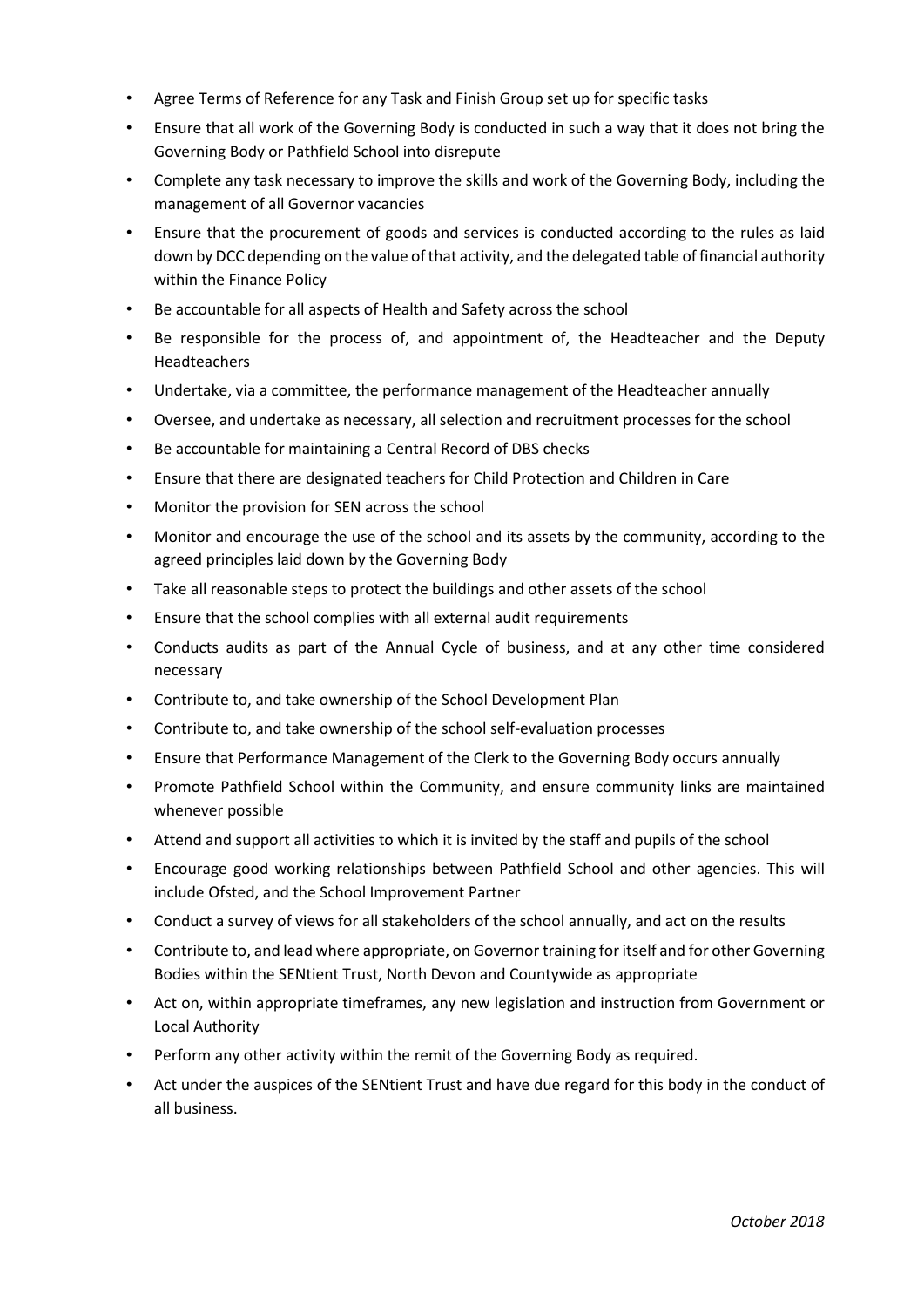- Agree Terms of Reference for any Task and Finish Group set up for specific tasks
- Ensure that all work of the Governing Body is conducted in such a way that it does not bring the Governing Body or Pathfield School into disrepute
- Complete any task necessary to improve the skills and work of the Governing Body, including the management of all Governor vacancies
- Ensure that the procurement of goods and services is conducted according to the rules as laid down by DCC depending on the value of that activity, and the delegated table of financial authority within the Finance Policy
- Be accountable for all aspects of Health and Safety across the school
- Be responsible for the process of, and appointment of, the Headteacher and the Deputy Headteachers
- Undertake, via a committee, the performance management of the Headteacher annually
- Oversee, and undertake as necessary, all selection and recruitment processes for the school
- Be accountable for maintaining a Central Record of DBS checks
- Ensure that there are designated teachers for Child Protection and Children in Care
- Monitor the provision for SEN across the school
- Monitor and encourage the use of the school and its assets by the community, according to the agreed principles laid down by the Governing Body
- Take all reasonable steps to protect the buildings and other assets of the school
- Ensure that the school complies with all external audit requirements
- Conducts audits as part of the Annual Cycle of business, and at any other time considered necessary
- Contribute to, and take ownership of the School Development Plan
- Contribute to, and take ownership of the school self-evaluation processes
- Ensure that Performance Management of the Clerk to the Governing Body occurs annually
- Promote Pathfield School within the Community, and ensure community links are maintained whenever possible
- Attend and support all activities to which it is invited by the staff and pupils of the school
- Encourage good working relationships between Pathfield School and other agencies. This will include Ofsted, and the School Improvement Partner
- Conduct a survey of views for all stakeholders of the school annually, and act on the results
- Contribute to, and lead where appropriate, on Governor training for itself and for other Governing Bodies within the SENtient Trust, North Devon and Countywide as appropriate
- Act on, within appropriate timeframes, any new legislation and instruction from Government or Local Authority
- Perform any other activity within the remit of the Governing Body as required.
- Act under the auspices of the SENtient Trust and have due regard for this body in the conduct of all business.

*October 2018*